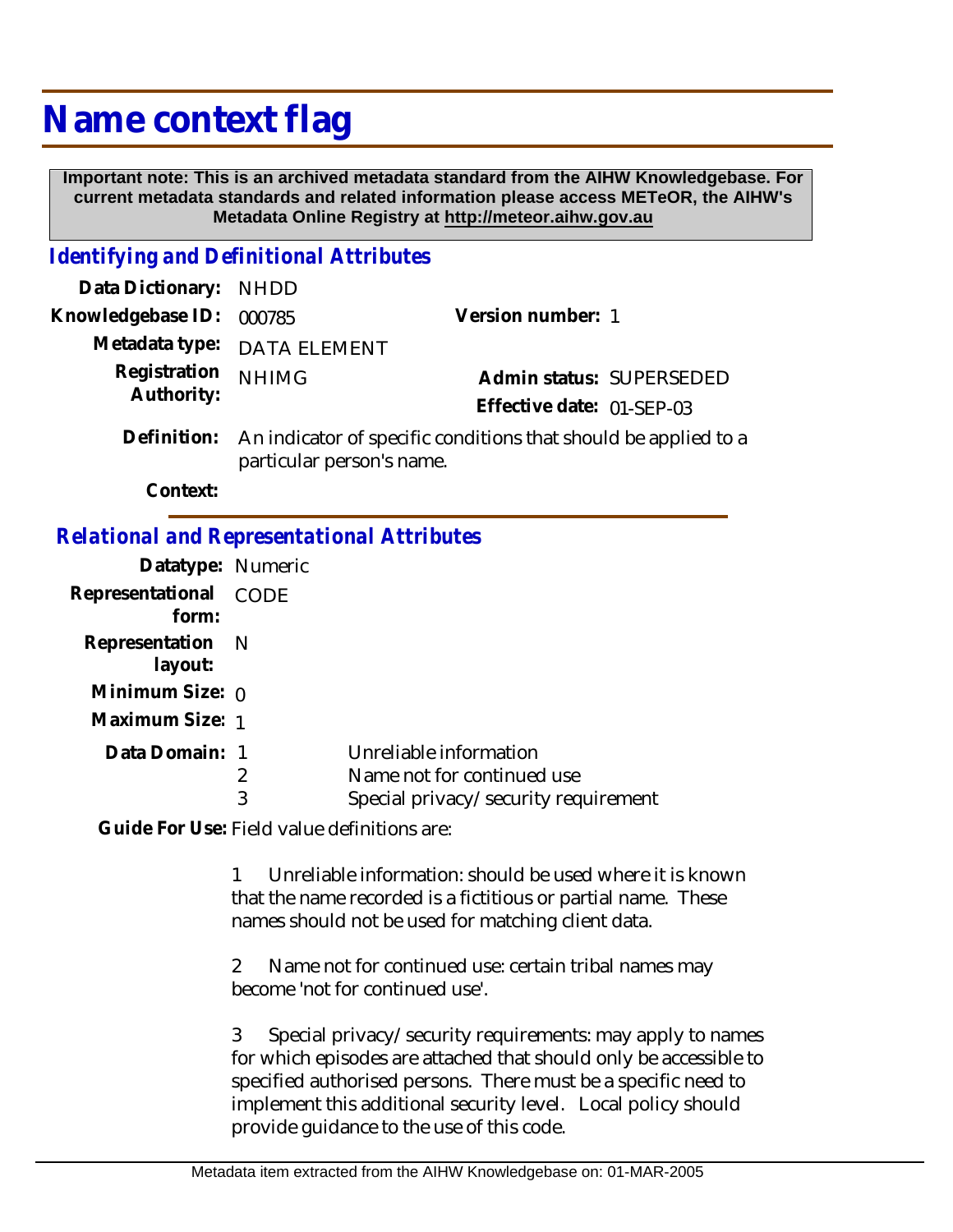# Name context flag

**Important note: This is an archived metadata standard from the AIHW Knowledgebase. For current metadata standards and related information please access METeOR, the AIHW's Metadata Online Registry at http://meteor.aihw.gov.au**

## *Identifying and Definitional Attributes*

**Data Dictionary:** NHDD

**Knowledgebase ID:** 000785 **Version number:** 1

**Metadata type:** DATA ELEMENT

**Registration Authority:** NHIMG **Admin status:** SUPERSEDED

**Effective date:** 01-SEP-03

**Definition:** An indicator of specific conditions that should be applied to a particular person's name.

**Context:**

## *Relational and Representational Attributes*

**Datatype:** Numeric

**Representational form:** CODE

**Representation layout:** N

**Minimum Size:** 0

**Maximum Size:** 1

**Data Domain:**

| Code | Description |
|---|---|
| 1 | Unreliable information |
| 2 | Name not for continued use |
| 3 | Special privacy/security requirement |

**Guide For Use:** Field value definitions are:

1 Unreliable information: should be used where it is known that the name recorded is a fictitious or partial name. These names should not be used for matching client data.

2 Name not for continued use: certain tribal names may become 'not for continued use'.

3 Special privacy/security requirements: may apply to names for which episodes are attached that should only be accessible to specified authorised persons. There must be a specific need to implement this additional security level. Local policy should provide guidance to the use of this code.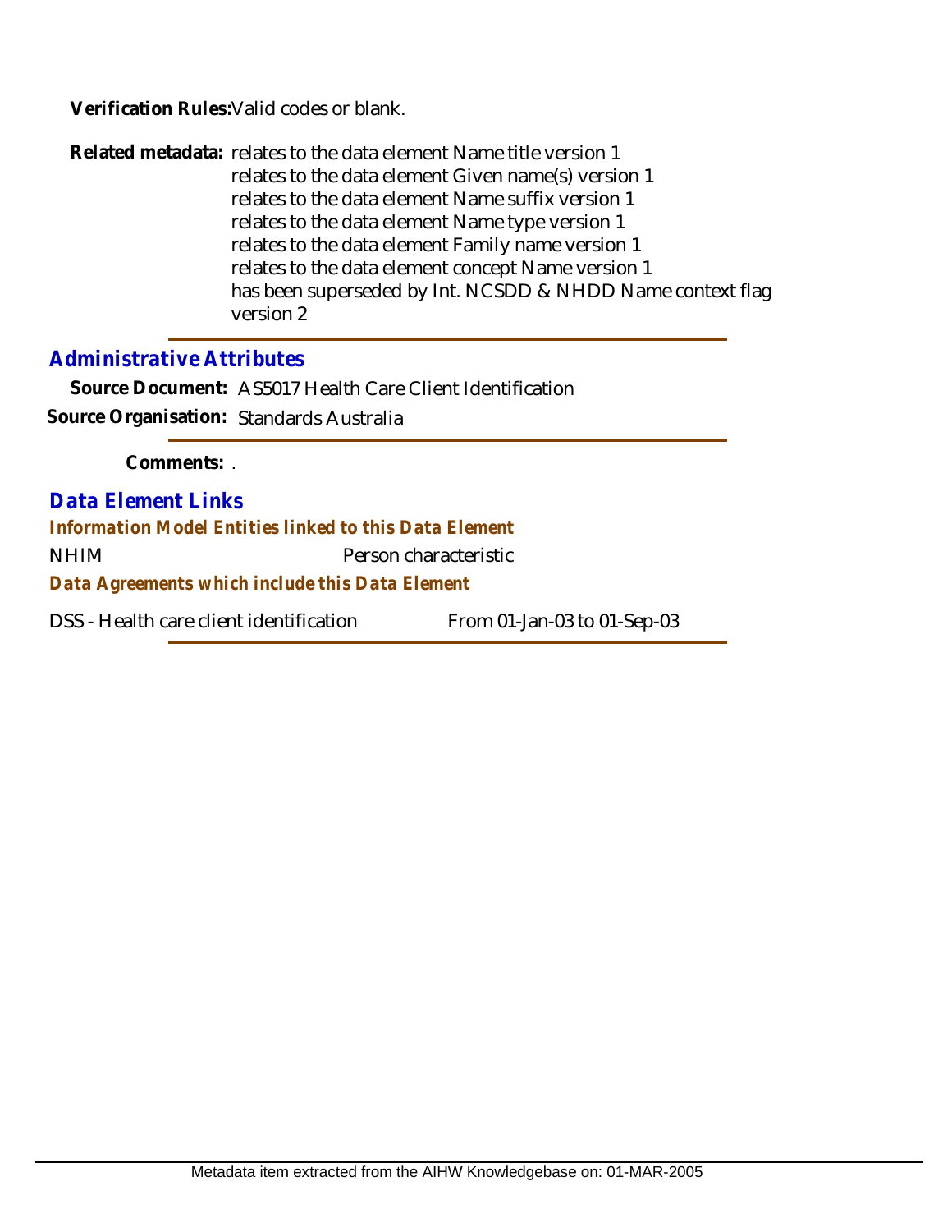**Verification Rules:** Valid codes or blank.

**Related metadata:** relates to the data element Name title version 1
relates to the data element Given name(s) version 1
relates to the data element Name suffix version 1
relates to the data element Name type version 1
relates to the data element Family name version 1
relates to the data element concept Name version 1
has been superseded by Int. NCSDD & NHDD Name context flag version 2

## Administrative Attributes

**Source Document:** AS5017 Health Care Client Identification

**Source Organisation:** Standards Australia

**Comments:** .

## Data Element Links

### Information Model Entities linked to this Data Element

| | |
|---|---|
| NHIM | Person characteristic |

### Data Agreements which include this Data Element

| | |
|---|---|
| DSS - Health care client identification | From 01-Jan-03 to 01-Sep-03 |